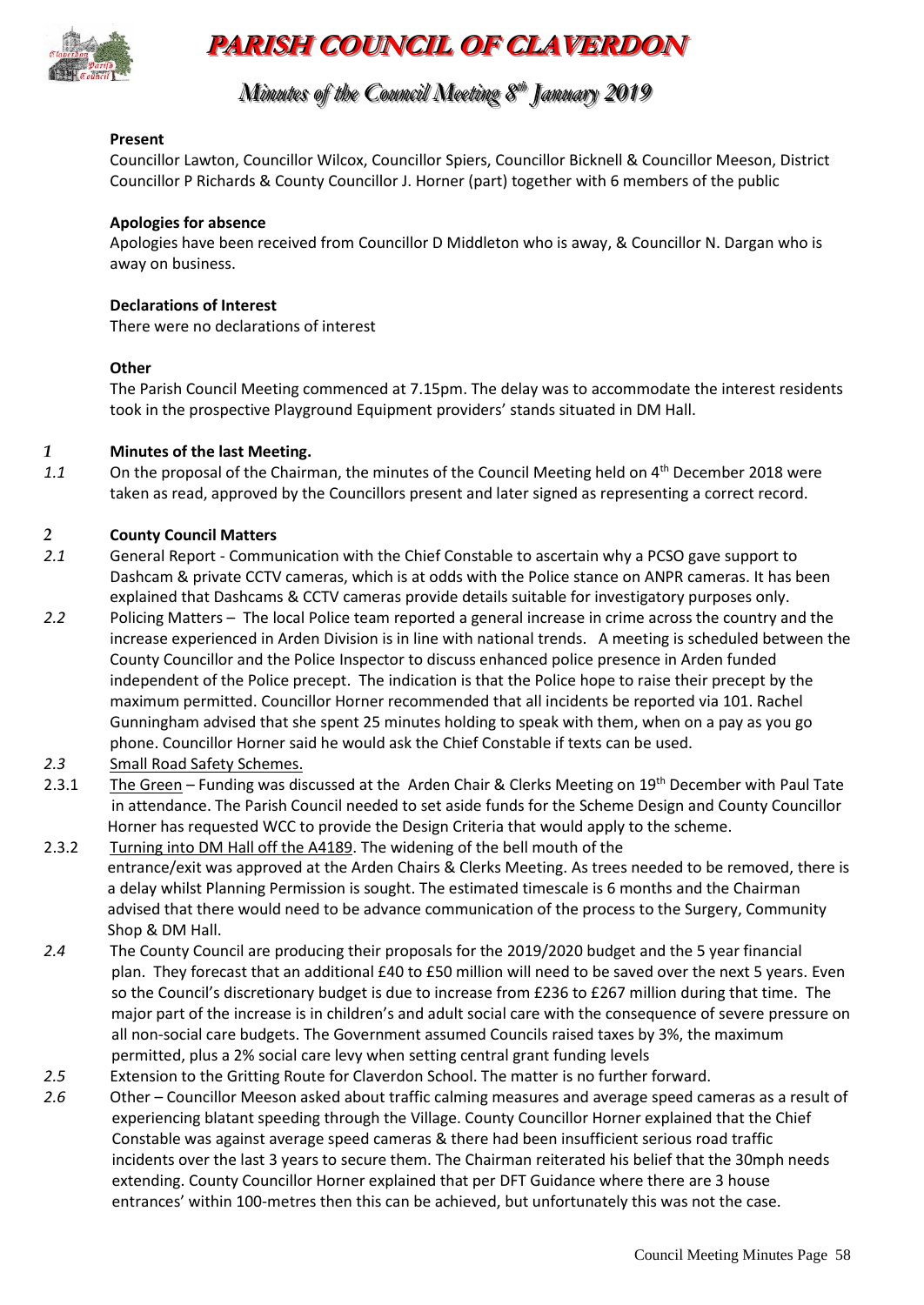# PARISH COUNCIL OF CLAVERDON

## Minutes of the Council Meeting 8th January 2019

**Present**

Councillor Lawton, Councillor Wilcox, Councillor Spiers, Councillor Bicknell & Councillor Meeson, District Councillor P Richards & County Councillor J. Horner (part) together with 6 members of the public

**Apologies for absence**

Apologies have been received from Councillor D Middleton who is away, & Councillor N. Dargan who is away on business.

**Declarations of Interest**

There were no declarations of interest

**Other**

The Parish Council Meeting commenced at 7.15pm. The delay was to accommodate the interest residents took in the prospective Playground Equipment providers' stands situated in DM Hall.

*1* **Minutes of the last Meeting.**

*1.1* On the proposal of the Chairman, the minutes of the Council Meeting held on 4th December 2018 were taken as read, approved by the Councillors present and later signed as representing a correct record.

*2* **County Council Matters**

*2.1* General Report - Communication with the Chief Constable to ascertain why a PCSO gave support to Dashcam & private CCTV cameras, which is at odds with the Police stance on ANPR cameras. It has been explained that Dashcams & CCTV cameras provide details suitable for investigatory purposes only.

*2.2* Policing Matters – The local Police team reported a general increase in crime across the country and the increase experienced in Arden Division is in line with national trends. A meeting is scheduled between the County Councillor and the Police Inspector to discuss enhanced police presence in Arden funded independent of the Police precept. The indication is that the Police hope to raise their precept by the maximum permitted. Councillor Horner recommended that all incidents be reported via 101. Rachel Gunningham advised that she spent 25 minutes holding to speak with them, when on a pay as you go phone. Councillor Horner said he would ask the Chief Constable if texts can be used.

*2.3* Small Road Safety Schemes.

2.3.1 The Green – Funding was discussed at the Arden Chair & Clerks Meeting on 19th December with Paul Tate in attendance. The Parish Council needed to set aside funds for the Scheme Design and County Councillor Horner has requested WCC to provide the Design Criteria that would apply to the scheme.

2.3.2 Turning into DM Hall off the A4189. The widening of the bell mouth of the entrance/exit was approved at the Arden Chairs & Clerks Meeting. As trees needed to be removed, there is a delay whilst Planning Permission is sought. The estimated timescale is 6 months and the Chairman advised that there would need to be advance communication of the process to the Surgery, Community Shop & DM Hall.

*2.4* The County Council are producing their proposals for the 2019/2020 budget and the 5 year financial plan. They forecast that an additional £40 to £50 million will need to be saved over the next 5 years. Even so the Council's discretionary budget is due to increase from £236 to £267 million during that time. The major part of the increase is in children's and adult social care with the consequence of severe pressure on all non-social care budgets. The Government assumed Councils raised taxes by 3%, the maximum permitted, plus a 2% social care levy when setting central grant funding levels

*2.5* Extension to the Gritting Route for Claverdon School. The matter is no further forward.

*2.6* Other – Councillor Meeson asked about traffic calming measures and average speed cameras as a result of experiencing blatant speeding through the Village. County Councillor Horner explained that the Chief Constable was against average speed cameras & there had been insufficient serious road traffic incidents over the last 3 years to secure them. The Chairman reiterated his belief that the 30mph needs extending. County Councillor Horner explained that per DFT Guidance where there are 3 house entrances' within 100-metres then this can be achieved, but unfortunately this was not the case.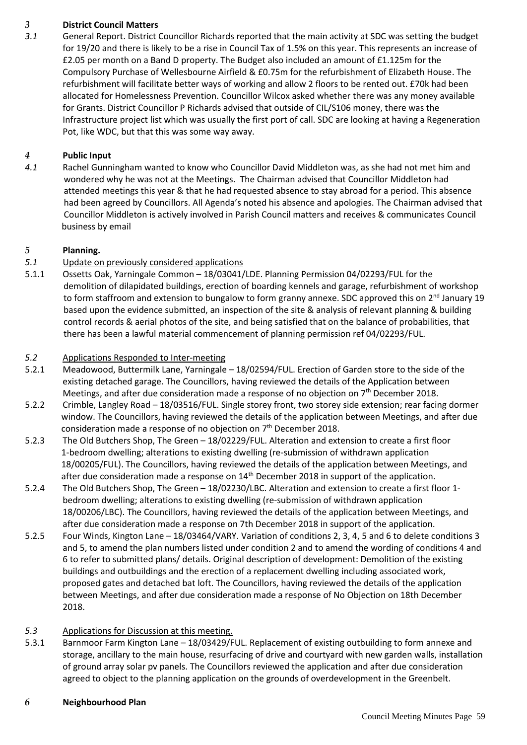## 3 District Council Matters

*3.1* General Report. District Councillor Richards reported that the main activity at SDC was setting the budget for 19/20 and there is likely to be a rise in Council Tax of 1.5% on this year. This represents an increase of £2.05 per month on a Band D property. The Budget also included an amount of £1.125m for the Compulsory Purchase of Wellesbourne Airfield & £0.75m for the refurbishment of Elizabeth House. The refurbishment will facilitate better ways of working and allow 2 floors to be rented out. £70k had been allocated for Homelessness Prevention. Councillor Wilcox asked whether there was any money available for Grants. District Councillor P Richards advised that outside of CIL/S106 money, there was the Infrastructure project list which was usually the first port of call. SDC are looking at having a Regeneration Pot, like WDC, but that this was some way away.

## 4 Public Input

*4.1* Rachel Gunningham wanted to know who Councillor David Middleton was, as she had not met him and wondered why he was not at the Meetings. The Chairman advised that Councillor Middleton had attended meetings this year & that he had requested absence to stay abroad for a period. This absence had been agreed by Councillors. All Agenda's noted his absence and apologies. The Chairman advised that Councillor Middleton is actively involved in Parish Council matters and receives & communicates Council business by email

## 5 Planning.

*5.1* Update on previously considered applications

5.1.1 Ossetts Oak, Yarningale Common – 18/03041/LDE. Planning Permission 04/02293/FUL for the demolition of dilapidated buildings, erection of boarding kennels and garage, refurbishment of workshop to form staffroom and extension to bungalow to form granny annexe. SDC approved this on 2nd January 19 based upon the evidence submitted, an inspection of the site & analysis of relevant planning & building control records & aerial photos of the site, and being satisfied that on the balance of probabilities, that there has been a lawful material commencement of planning permission ref 04/02293/FUL.

*5.2* Applications Responded to Inter-meeting

5.2.1 Meadowood, Buttermilk Lane, Yarningale – 18/02594/FUL. Erection of Garden store to the side of the existing detached garage. The Councillors, having reviewed the details of the Application between Meetings, and after due consideration made a response of no objection on 7th December 2018.

5.2.2 Crimble, Langley Road – 18/03516/FUL. Single storey front, two storey side extension; rear facing dormer window. The Councillors, having reviewed the details of the application between Meetings, and after due consideration made a response of no objection on 7th December 2018.

5.2.3 The Old Butchers Shop, The Green – 18/02229/FUL. Alteration and extension to create a first floor 1-bedroom dwelling; alterations to existing dwelling (re-submission of withdrawn application 18/00205/FUL). The Councillors, having reviewed the details of the application between Meetings, and after due consideration made a response on 14th December 2018 in support of the application.

5.2.4 The Old Butchers Shop, The Green – 18/02230/LBC. Alteration and extension to create a first floor 1-bedroom dwelling; alterations to existing dwelling (re-submission of withdrawn application 18/00206/LBC). The Councillors, having reviewed the details of the application between Meetings, and after due consideration made a response on 7th December 2018 in support of the application.

5.2.5 Four Winds, Kington Lane – 18/03464/VARY. Variation of conditions 2, 3, 4, 5 and 6 to delete conditions 3 and 5, to amend the plan numbers listed under condition 2 and to amend the wording of conditions 4 and 6 to refer to submitted plans/ details. Original description of development: Demolition of the existing buildings and outbuildings and the erection of a replacement dwelling including associated work, proposed gates and detached bat loft. The Councillors, having reviewed the details of the application between Meetings, and after due consideration made a response of No Objection on 18th December 2018.

*5.3* Applications for Discussion at this meeting.

5.3.1 Barnmoor Farm Kington Lane – 18/03429/FUL. Replacement of existing outbuilding to form annexe and storage, ancillary to the main house, resurfacing of drive and courtyard with new garden walls, installation of ground array solar pv panels. The Councillors reviewed the application and after due consideration agreed to object to the planning application on the grounds of overdevelopment in the Greenbelt.

## 6 Neighbourhood Plan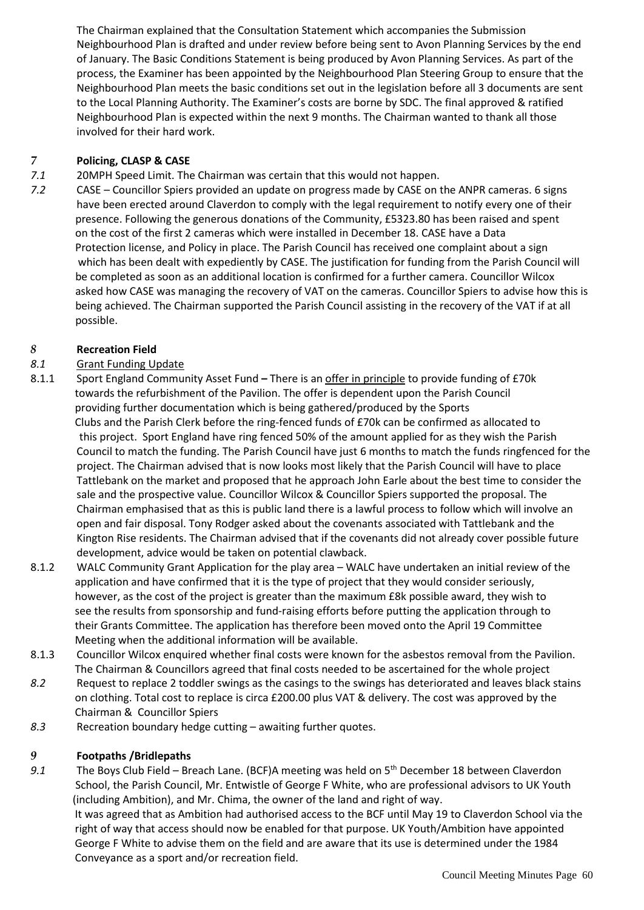The Chairman explained that the Consultation Statement which accompanies the Submission Neighbourhood Plan is drafted and under review before being sent to Avon Planning Services by the end of January. The Basic Conditions Statement is being produced by Avon Planning Services. As part of the process, the Examiner has been appointed by the Neighbourhood Plan Steering Group to ensure that the Neighbourhood Plan meets the basic conditions set out in the legislation before all 3 documents are sent to the Local Planning Authority. The Examiner's costs are borne by SDC. The final approved & ratified Neighbourhood Plan is expected within the next 9 months. The Chairman wanted to thank all those involved for their hard work.

## *7* **Policing, CLASP & CASE**

*7.1* 20MPH Speed Limit. The Chairman was certain that this would not happen.

*7.2* CASE – Councillor Spiers provided an update on progress made by CASE on the ANPR cameras. 6 signs have been erected around Claverdon to comply with the legal requirement to notify every one of their presence. Following the generous donations of the Community, £5323.80 has been raised and spent on the cost of the first 2 cameras which were installed in December 18. CASE have a Data Protection license, and Policy in place. The Parish Council has received one complaint about a sign which has been dealt with expediently by CASE. The justification for funding from the Parish Council will be completed as soon as an additional location is confirmed for a further camera. Councillor Wilcox asked how CASE was managing the recovery of VAT on the cameras. Councillor Spiers to advise how this is being achieved. The Chairman supported the Parish Council assisting in the recovery of the VAT if at all possible.

## *8* **Recreation Field**

*8.1* Grant Funding Update

8.1.1 Sport England Community Asset Fund **–** There is an offer in principle to provide funding of £70k towards the refurbishment of the Pavilion. The offer is dependent upon the Parish Council providing further documentation which is being gathered/produced by the Sports Clubs and the Parish Clerk before the ring-fenced funds of £70k can be confirmed as allocated to this project. Sport England have ring fenced 50% of the amount applied for as they wish the Parish Council to match the funding. The Parish Council have just 6 months to match the funds ringfenced for the project. The Chairman advised that is now looks most likely that the Parish Council will have to place Tattlebank on the market and proposed that he approach John Earle about the best time to consider the sale and the prospective value. Councillor Wilcox & Councillor Spiers supported the proposal. The Chairman emphasised that as this is public land there is a lawful process to follow which will involve an open and fair disposal. Tony Rodger asked about the covenants associated with Tattlebank and the Kington Rise residents. The Chairman advised that if the covenants did not already cover possible future development, advice would be taken on potential clawback.

8.1.2 WALC Community Grant Application for the play area – WALC have undertaken an initial review of the application and have confirmed that it is the type of project that they would consider seriously, however, as the cost of the project is greater than the maximum £8k possible award, they wish to see the results from sponsorship and fund-raising efforts before putting the application through to their Grants Committee. The application has therefore been moved onto the April 19 Committee Meeting when the additional information will be available.

8.1.3 Councillor Wilcox enquired whether final costs were known for the asbestos removal from the Pavilion. The Chairman & Councillors agreed that final costs needed to be ascertained for the whole project

*8.2* Request to replace 2 toddler swings as the casings to the swings has deteriorated and leaves black stains on clothing. Total cost to replace is circa £200.00 plus VAT & delivery. The cost was approved by the Chairman & Councillor Spiers

*8.3* Recreation boundary hedge cutting – awaiting further quotes.

## *9* **Footpaths /Bridlepaths**

*9.1* The Boys Club Field – Breach Lane. (BCF)A meeting was held on 5th December 18 between Claverdon School, the Parish Council, Mr. Entwistle of George F White, who are professional advisors to UK Youth (including Ambition), and Mr. Chima, the owner of the land and right of way.
It was agreed that as Ambition had authorised access to the BCF until May 19 to Claverdon School via the right of way that access should now be enabled for that purpose. UK Youth/Ambition have appointed George F White to advise them on the field and are aware that its use is determined under the 1984 Conveyance as a sport and/or recreation field.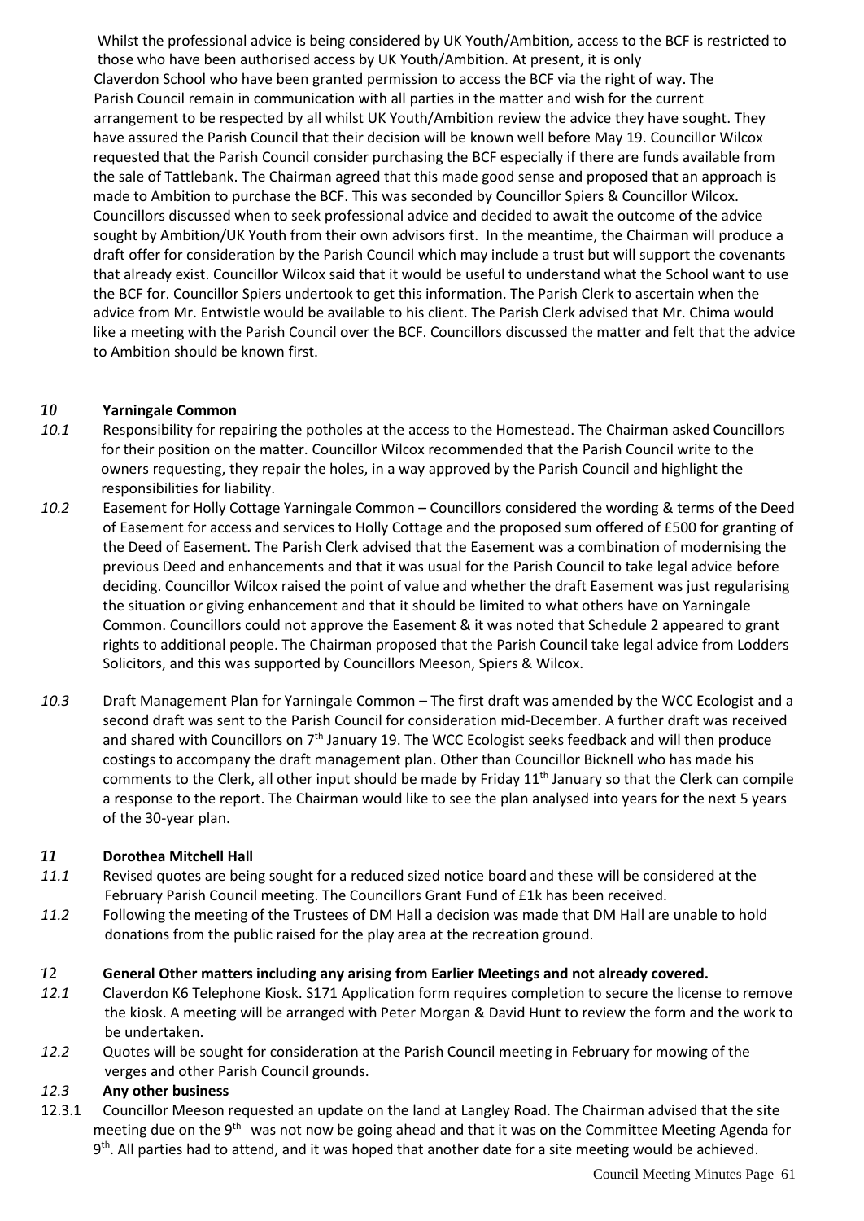Whilst the professional advice is being considered by UK Youth/Ambition, access to the BCF is restricted to those who have been authorised access by UK Youth/Ambition. At present, it is only Claverdon School who have been granted permission to access the BCF via the right of way. The Parish Council remain in communication with all parties in the matter and wish for the current arrangement to be respected by all whilst UK Youth/Ambition review the advice they have sought. They have assured the Parish Council that their decision will be known well before May 19. Councillor Wilcox requested that the Parish Council consider purchasing the BCF especially if there are funds available from the sale of Tattlebank. The Chairman agreed that this made good sense and proposed that an approach is made to Ambition to purchase the BCF. This was seconded by Councillor Spiers & Councillor Wilcox. Councillors discussed when to seek professional advice and decided to await the outcome of the advice sought by Ambition/UK Youth from their own advisors first. In the meantime, the Chairman will produce a draft offer for consideration by the Parish Council which may include a trust but will support the covenants that already exist. Councillor Wilcox said that it would be useful to understand what the School want to use the BCF for. Councillor Spiers undertook to get this information. The Parish Clerk to ascertain when the advice from Mr. Entwistle would be available to his client. The Parish Clerk advised that Mr. Chima would like a meeting with the Parish Council over the BCF. Councillors discussed the matter and felt that the advice to Ambition should be known first.

## *10* Yarningale Common

*10.1* Responsibility for repairing the potholes at the access to the Homestead. The Chairman asked Councillors for their position on the matter. Councillor Wilcox recommended that the Parish Council write to the owners requesting, they repair the holes, in a way approved by the Parish Council and highlight the responsibilities for liability.

*10.2* Easement for Holly Cottage Yarningale Common – Councillors considered the wording & terms of the Deed of Easement for access and services to Holly Cottage and the proposed sum offered of £500 for granting of the Deed of Easement. The Parish Clerk advised that the Easement was a combination of modernising the previous Deed and enhancements and that it was usual for the Parish Council to take legal advice before deciding. Councillor Wilcox raised the point of value and whether the draft Easement was just regularising the situation or giving enhancement and that it should be limited to what others have on Yarningale Common. Councillors could not approve the Easement & it was noted that Schedule 2 appeared to grant rights to additional people. The Chairman proposed that the Parish Council take legal advice from Lodders Solicitors, and this was supported by Councillors Meeson, Spiers & Wilcox.

*10.3* Draft Management Plan for Yarningale Common – The first draft was amended by the WCC Ecologist and a second draft was sent to the Parish Council for consideration mid-December. A further draft was received and shared with Councillors on 7th January 19. The WCC Ecologist seeks feedback and will then produce costings to accompany the draft management plan. Other than Councillor Bicknell who has made his comments to the Clerk, all other input should be made by Friday 11th January so that the Clerk can compile a response to the report. The Chairman would like to see the plan analysed into years for the next 5 years of the 30-year plan.

## *11* Dorothea Mitchell Hall

*11.1* Revised quotes are being sought for a reduced sized notice board and these will be considered at the February Parish Council meeting. The Councillors Grant Fund of £1k has been received.

*11.2* Following the meeting of the Trustees of DM Hall a decision was made that DM Hall are unable to hold donations from the public raised for the play area at the recreation ground.

## *12* General Other matters including any arising from Earlier Meetings and not already covered.

*12.1* Claverdon K6 Telephone Kiosk. S171 Application form requires completion to secure the license to remove the kiosk. A meeting will be arranged with Peter Morgan & David Hunt to review the form and the work to be undertaken.

*12.2* Quotes will be sought for consideration at the Parish Council meeting in February for mowing of the verges and other Parish Council grounds.

### *12.3* Any other business

12.3.1 Councillor Meeson requested an update on the land at Langley Road. The Chairman advised that the site meeting due on the 9th was not now be going ahead and that it was on the Committee Meeting Agenda for 9th. All parties had to attend, and it was hoped that another date for a site meeting would be achieved.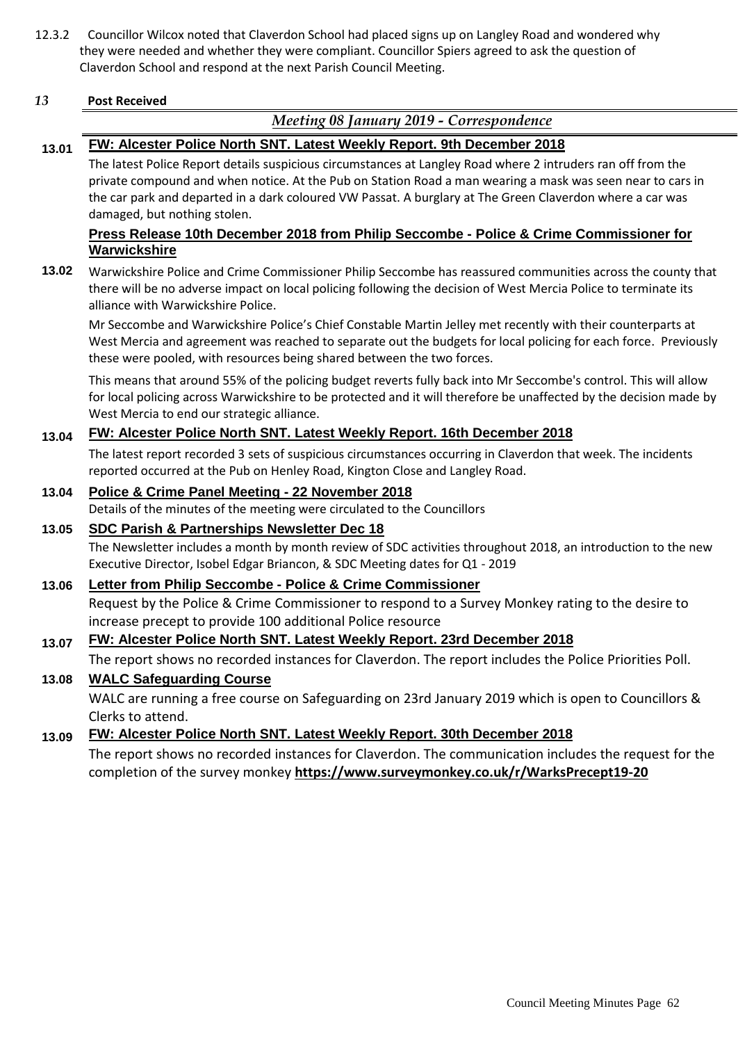12.3.2 Councillor Wilcox noted that Claverdon School had placed signs up on Langley Road and wondered why they were needed and whether they were compliant. Councillor Spiers agreed to ask the question of Claverdon School and respond at the next Parish Council Meeting.

## *13* Post Received

### *Meeting 08 January 2019 - Correspondence*

**13.01 FW: Alcester Police North SNT. Latest Weekly Report. 9th December 2018**

The latest Police Report details suspicious circumstances at Langley Road where 2 intruders ran off from the private compound and when notice. At the Pub on Station Road a man wearing a mask was seen near to cars in the car park and departed in a dark coloured VW Passat. A burglary at The Green Claverdon where a car was damaged, but nothing stolen.

**13.02 Press Release 10th December 2018 from Philip Seccombe - Police & Crime Commissioner for Warwickshire**

Warwickshire Police and Crime Commissioner Philip Seccombe has reassured communities across the county that there will be no adverse impact on local policing following the decision of West Mercia Police to terminate its alliance with Warwickshire Police.

Mr Seccombe and Warwickshire Police's Chief Constable Martin Jelley met recently with their counterparts at West Mercia and agreement was reached to separate out the budgets for local policing for each force. Previously these were pooled, with resources being shared between the two forces.

This means that around 55% of the policing budget reverts fully back into Mr Seccombe's control. This will allow for local policing across Warwickshire to be protected and it will therefore be unaffected by the decision made by West Mercia to end our strategic alliance.

**13.04 FW: Alcester Police North SNT. Latest Weekly Report. 16th December 2018**

The latest report recorded 3 sets of suspicious circumstances occurring in Claverdon that week. The incidents reported occurred at the Pub on Henley Road, Kington Close and Langley Road.

**13.04 Police & Crime Panel Meeting - 22 November 2018**

Details of the minutes of the meeting were circulated to the Councillors

**13.05 SDC Parish & Partnerships Newsletter Dec 18**

The Newsletter includes a month by month review of SDC activities throughout 2018, an introduction to the new Executive Director, Isobel Edgar Briancon, & SDC Meeting dates for Q1 - 2019

**13.06 Letter from Philip Seccombe - Police & Crime Commissioner**

Request by the Police & Crime Commissioner to respond to a Survey Monkey rating to the desire to increase precept to provide 100 additional Police resource

**13.07 FW: Alcester Police North SNT. Latest Weekly Report. 23rd December 2018**

The report shows no recorded instances for Claverdon. The report includes the Police Priorities Poll.

**13.08 WALC Safeguarding Course**

WALC are running a free course on Safeguarding on 23rd January 2019 which is open to Councillors & Clerks to attend.

**13.09 FW: Alcester Police North SNT. Latest Weekly Report. 30th December 2018**

The report shows no recorded instances for Claverdon. The communication includes the request for the completion of the survey monkey **https://www.surveymonkey.co.uk/r/WarksPrecept19-20**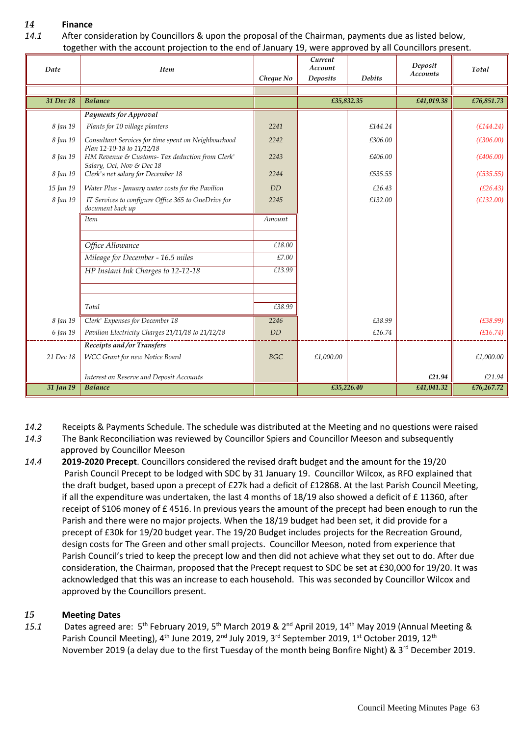## 14 Finance

14.1 After consideration by Councillors & upon the proposal of the Chairman, payments due as listed below, together with the account projection to the end of January 19, were approved by all Councillors present.

| Date | Item | Cheque No | Current Account Deposits | Debits | Deposit Accounts | Total |
|---|---|---|---|---|---|---|
| 31 Dec 18 | **Balance** | | £35,832.35 | | £41,019.38 | £76,851.73 |
| | **Payments for Approval** | | | | | |
| 8 Jan 19 | Plants for 10 village planters | 2241 | | £144.24 | | (£144.24) |
| 8 Jan 19 | Consultant Services for time spent on Neighbourhood Plan 12-10-18 to 11/12/18 | 2242 | | £306.00 | | (£306.00) |
| 8 Jan 19 | HM Revenue & Customs- Tax deduction from Clerk' Salary, Oct, Nov & Dec 18 | 2243 | | £406.00 | | (£406.00) |
| 8 Jan 19 | Clerk's net salary for December 18 | 2244 | | £535.55 | | (£535.55) |
| 15 Jan 19 | Water Plus - January water costs for the Pavilion | DD | | £26.43 | | (£26.43) |
| 8 Jan 19 | IT Services to configure Office 365 to OneDrive for document back up | 2245 | | £132.00 | | (£132.00) |
| 8 Jan 19 | Clerk' Expenses for December 18 | 2246 | | £38.99 | | (£38.99) |
| 6 Jan 19 | Pavilion Electricity Charges 21/11/18 to 21/12/18 | DD | | £16.74 | | (£16.74) |
| | **Receipts and /or Transfers** | | | | | |
| 21 Dec 18 | WCC Grant for new Notice Board | BGC | £1,000.00 | | | £1,000.00 |
| | Interest on Reserve and Deposit Accounts | | | | £21.94 | £21.94 |
| 31 Jan 19 | **Balance** | | £35,226.40 | | £41,041.32 | £76,267.72 |

| Item | Amount |
|---|---|
| Office Allowance | £18.00 |
| Mileage for December - 16.5 miles | £7.00 |
| HP Instant Ink Charges to 12-12-18 | £13.99 |
| Total | £38.99 |

14.2 Receipts & Payments Schedule. The schedule was distributed at the Meeting and no questions were raised

14.3 The Bank Reconciliation was reviewed by Councillor Spiers and Councillor Meeson and subsequently approved by Councillor Meeson

14.4 **2019-2020 Precept**. Councillors considered the revised draft budget and the amount for the 19/20 Parish Council Precept to be lodged with SDC by 31 January 19. Councillor Wilcox, as RFO explained that the draft budget, based upon a precept of £27k had a deficit of £12868. At the last Parish Council Meeting, if all the expenditure was undertaken, the last 4 months of 18/19 also showed a deficit of £ 11360, after receipt of S106 money of £ 4516. In previous years the amount of the precept had been enough to run the Parish and there were no major projects. When the 18/19 budget had been set, it did provide for a precept of £30k for 19/20 budget year. The 19/20 Budget includes projects for the Recreation Ground, design costs for The Green and other small projects. Councillor Meeson, noted from experience that Parish Council's tried to keep the precept low and then did not achieve what they set out to do. After due consideration, the Chairman, proposed that the Precept request to SDC be set at £30,000 for 19/20. It was acknowledged that this was an increase to each household. This was seconded by Councillor Wilcox and approved by the Councillors present.

## 15 Meeting Dates

15.1 Dates agreed are: 5th February 2019, 5th March 2019 & 2nd April 2019, 14th May 2019 (Annual Meeting & Parish Council Meeting), 4th June 2019, 2nd July 2019, 3rd September 2019, 1st October 2019, 12th November 2019 (a delay due to the first Tuesday of the month being Bonfire Night) & 3rd December 2019.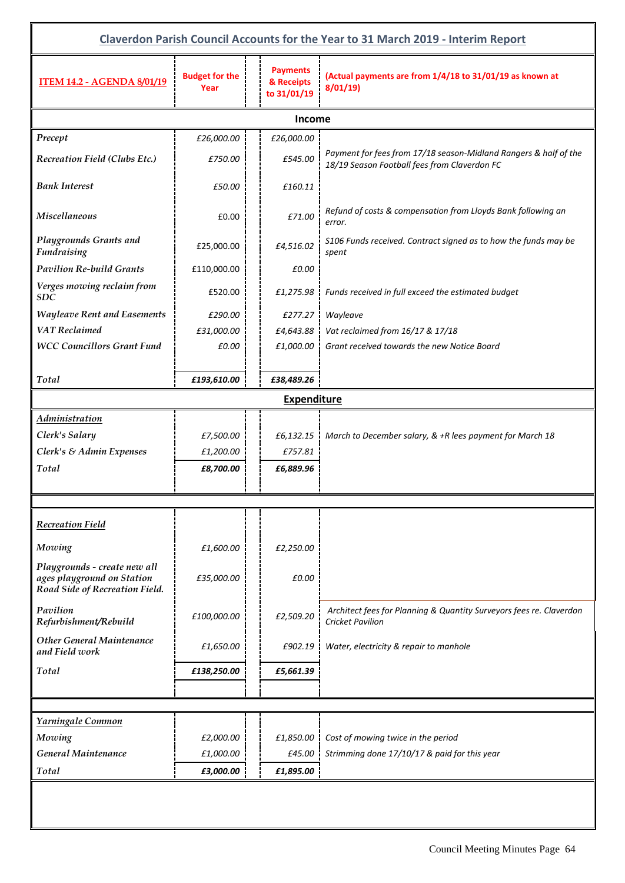## Claverdon Parish Council Accounts for the Year to 31 March 2019 - Interim Report

| ITEM 14.2 - AGENDA 8/01/19 | Budget for the Year | Payments & Receipts to 31/01/19 | (Actual payments are from 1/4/18 to 31/01/19 as known at 8/01/19) |
|---|---|---|---|
| **Income** | | | |
| *Precept* | £26,000.00 | £26,000.00 | |
| *Recreation Field (Clubs Etc.)* | £750.00 | £545.00 | *Payment for fees from 17/18 season-Midland Rangers & half of the 18/19 Season Football fees from Claverdon FC* |
| *Bank Interest* | £50.00 | £160.11 | |
| *Miscellaneous* | £0.00 | £71.00 | *Refund of costs & compensation from Lloyds Bank following an error.* |
| *Playgrounds Grants and Fundraising* | £25,000.00 | £4,516.02 | *S106 Funds received. Contract signed as to how the funds may be spent* |
| *Pavilion Re-build Grants* | £110,000.00 | £0.00 | |
| *Verges mowing reclaim from SDC* | £520.00 | £1,275.98 | *Funds received in full exceed the estimated budget* |
| *Wayleave Rent and Easements* | £290.00 | £277.27 | *Wayleave* |
| *VAT Reclaimed* | £31,000.00 | £4,643.88 | *Vat reclaimed from 16/17 & 17/18* |
| *WCC Councillors Grant Fund* | £0.00 | £1,000.00 | *Grant received towards the new Notice Board* |
| *Total* | ***£193,610.00*** | ***£38,489.26*** | |
| **Expenditure** | | | |
| ***Administration*** | | | |
| *Clerk's Salary* | £7,500.00 | £6,132.15 | *March to December salary, & +R lees payment for March 18* |
| *Clerk's & Admin Expenses* | £1,200.00 | £757.81 | |
| *Total* | ***£8,700.00*** | ***£6,889.96*** | |
| ***Recreation Field*** | | | |
| *Mowing* | £1,600.00 | £2,250.00 | |
| *Playgrounds - create new all ages playground on Station Road Side of Recreation Field.* | £35,000.00 | £0.00 | |
| *Pavilion Refurbishment/Rebuild* | £100,000.00 | £2,509.20 | *Architect fees for Planning & Quantity Surveyors fees re. Claverdon Cricket Pavilion* |
| *Other General Maintenance and Field work* | £1,650.00 | £902.19 | *Water, electricity & repair to manhole* |
| *Total* | ***£138,250.00*** | ***£5,661.39*** | |
| ***Yarningale Common*** | | | |
| *Mowing* | £2,000.00 | £1,850.00 | *Cost of mowing twice in the period* |
| *General Maintenance* | £1,000.00 | £45.00 | *Strimming done 17/10/17 & paid for this year* |
| *Total* | ***£3,000.00*** | ***£1,895.00*** | |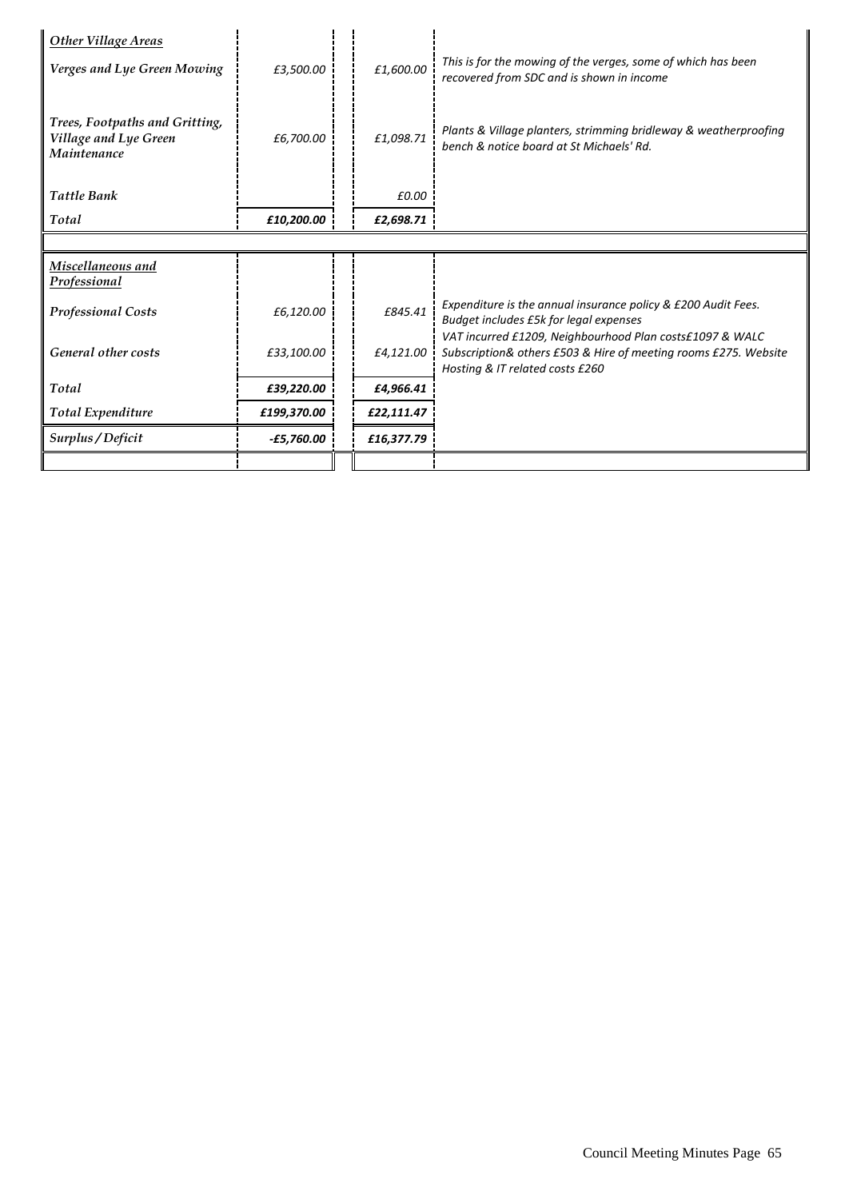| | | | |
|---|---|---|---|
| ***Other Village Areas*** | | | |
| *Verges and Lye Green Mowing* | *£3,500.00* | *£1,600.00* | *This is for the mowing of the verges, some of which has been recovered from SDC and is shown in income* |
| *Trees, Footpaths and Gritting, Village and Lye Green Maintenance* | *£6,700.00* | *£1,098.71* | *Plants & Village planters, strimming bridleway & weatherproofing bench & notice board at St Michaels' Rd.* |
| *Tattle Bank* | | *£0.00* | |
| *Total* | ***£10,200.00*** | ***£2,698.71*** | |
| | | | |
| ***Miscellaneous and Professional*** | | | |
| *Professional Costs* | *£6,120.00* | *£845.41* | *Expenditure is the annual insurance policy & £200 Audit Fees. Budget includes £5k for legal expenses* |
| *General other costs* | *£33,100.00* | *£4,121.00* | *VAT incurred £1209, Neighbourhood Plan costs£1097 & WALC Subscription& others £503 & Hire of meeting rooms £275. Website Hosting & IT related costs £260* |
| *Total* | ***£39,220.00*** | ***£4,966.41*** | |
| *Total Expenditure* | ***£199,370.00*** | ***£22,111.47*** | |
| *Surplus / Deficit* | ***-£5,760.00*** | ***£16,377.79*** | |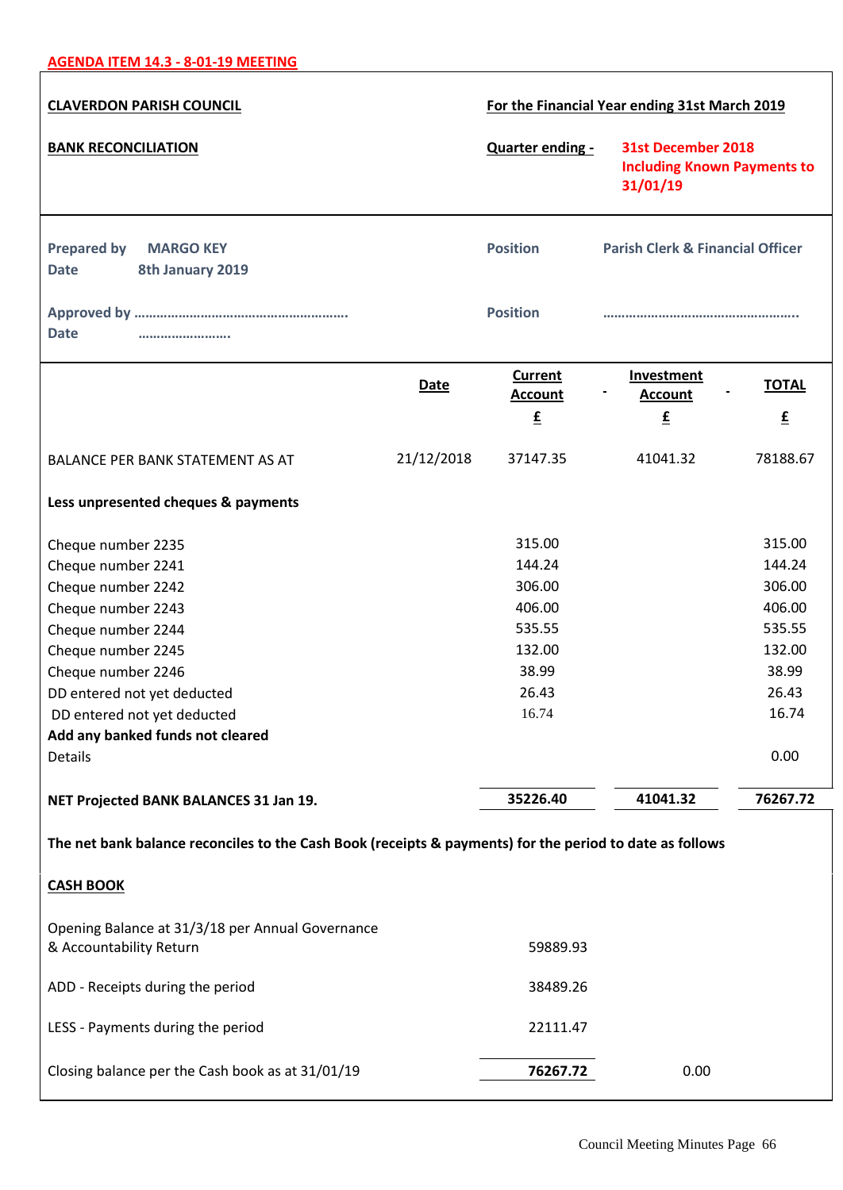**AGENDA ITEM 14.3 - 8-01-19 MEETING**

| | | | | |
|---|---|---|---|---|
| **CLAVERDON PARISH COUNCIL** | | **For the Financial Year ending 31st March 2019** | | |
| **BANK RECONCILIATION** | | **Quarter ending -** | **31st December 2018 Including Known Payments to 31/01/19** | |
| **Prepared by** MARGO KEY | | **Position** | **Parish Clerk & Financial Officer** | |
| **Date** 8th January 2019 | | | | |
| **Approved by** ……………………………………………… | | **Position** | ……………………………………………… | |
| **Date** …………………… | | | | |

| | **Date** | **Current Account £** | **Investment Account £** | **TOTAL £** |
|---|---|---|---|---|
| BALANCE PER BANK STATEMENT AS AT | 21/12/2018 | 37147.35 | 41041.32 | 78188.67 |
| **Less unpresented cheques & payments** | | | | |
| Cheque number 2235 | | 315.00 | | 315.00 |
| Cheque number 2241 | | 144.24 | | 144.24 |
| Cheque number 2242 | | 306.00 | | 306.00 |
| Cheque number 2243 | | 406.00 | | 406.00 |
| Cheque number 2244 | | 535.55 | | 535.55 |
| Cheque number 2245 | | 132.00 | | 132.00 |
| Cheque number 2246 | | 38.99 | | 38.99 |
| DD entered not yet deducted | | 26.43 | | 26.43 |
| DD entered not yet deducted | | 16.74 | | 16.74 |
| **Add any banked funds not cleared** | | | | |
| Details | | | | 0.00 |
| **NET Projected BANK BALANCES 31 Jan 19.** | | **35226.40** | **41041.32** | **76267.72** |

**The net bank balance reconciles to the Cash Book (receipts & payments) for the period to date as follows**

**CASH BOOK**

| | | |
|---|---|---|
| Opening Balance at 31/3/18 per Annual Governance & Accountability Return | 59889.93 | |
| ADD - Receipts during the period | 38489.26 | |
| LESS - Payments during the period | 22111.47 | |
| Closing balance per the Cash book as at 31/01/19 | **76267.72** | 0.00 |

Council Meeting Minutes Page 66